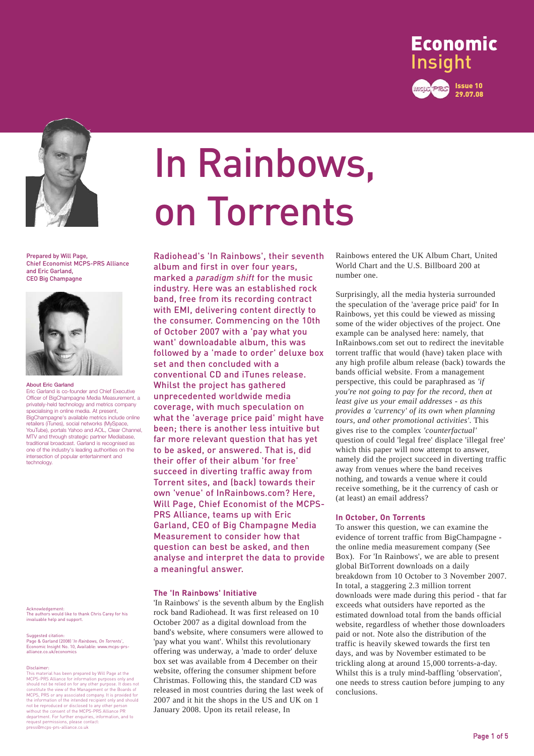# In Rainbows, on Torrents

Economic Insight — Issue 10, 29.07.08

Prepared by Will Page, Chief Economist MCPS-PRS Alliance and Eric Garland, CEO Big Champagne

**About Eric Garland**
Eric Garland is co-founder and Chief Executive Officer of BigChampagne Media Measurement, a privately-held technology and metrics company specialising in online media. At present, BigChampagne's available metrics include online retailers (iTunes), social networks (MySpace, YouTube), portals Yahoo and AOL, Clear Channel, MTV and through strategic partner Mediabase, traditional broadcast. Garland is recognised as one of the industry's leading authorities on the intersection of popular entertainment and technology.

Acknowledgement:
The authors would like to thank Chris Carey for his invaluable help and support.

Suggested citation:
Page & Garland (2008) '*In Rainbows, On Torrents*', Economic Insight No. 10, Available: www.mcps-prs-alliance.co.uk/economics

Disclaimer:
This material has been prepared by Will Page at the MCPS-PRS Alliance for information purposes only and should not be relied on for any other purpose. It does not constitute the view of the Management or the Boards of MCPS, PRS or any associated company. It is provided for the information of the intended recipient only and should not be reproduced or disclosed to any other person without the consent of the MCPS-PRS Alliance PR department. For further enquiries, information, and to request permissions, please contact: press@mcps-prs-alliance.co.uk

Radiohead's 'In Rainbows', their seventh album and first in over four years, marked a *paradigm shift* for the music industry. Here was an established rock band, free from its recording contract with EMI, delivering content directly to the consumer. Commencing on the 10th of October 2007 with a 'pay what you want' downloadable album, this was followed by a 'made to order' deluxe box set and then concluded with a conventional CD and iTunes release. Whilst the project has gathered unprecedented worldwide media coverage, with much speculation on what the 'average price paid' might have been; there is another less intuitive but far more relevant question that has yet to be asked, or answered. That is, did their offer of their album 'for free' succeed in diverting traffic away from Torrent sites, and (back) towards their own 'venue' of InRainbows.com? Here, Will Page, Chief Economist of the MCPS-PRS Alliance, teams up with Eric Garland, CEO of Big Champagne Media Measurement to consider how that question can best be asked, and then analyse and interpret the data to provide a meaningful answer.

### The 'In Rainbows' Initiative

'In Rainbows' is the seventh album by the English rock band Radiohead. It was first released on 10 October 2007 as a digital download from the band's website, where consumers were allowed to 'pay what you want'. Whilst this revolutionary offering was underway, a 'made to order' deluxe box set was available from 4 December on their website, offering the consumer shipment before Christmas. Following this, the standard CD was released in most countries during the last week of 2007 and it hit the shops in the US and UK on 1 January 2008. Upon its retail release, In Rainbows entered the UK Album Chart, United World Chart and the U.S. Billboard 200 at number one.

Surprisingly, all the media hysteria surrounded the speculation of the 'average price paid' for In Rainbows, yet this could be viewed as missing some of the wider objectives of the project. One example can be analysed here: namely, that InRainbows.com set out to redirect the inevitable torrent traffic that would (have) taken place with any high profile album release (back) towards the bands official website. From a management perspective, this could be paraphrased as *'if you're not going to pay for the record, then at least give us your email addresses - as this provides a 'currency' of its own when planning tours, and other promotional activities'*. This gives rise to the complex *'counterfactual'* question of could 'legal free' displace 'illegal free' which this paper will now attempt to answer, namely did the project succeed in diverting traffic away from venues where the band receives nothing, and towards a venue where it could receive something, be it the currency of cash or (at least) an email address?

### In October, On Torrents

To answer this question, we can examine the evidence of torrent traffic from BigChampagne - the online media measurement company (See Box). For 'In Rainbows', we are able to present global BitTorrent downloads on a daily breakdown from 10 October to 3 November 2007. In total, a staggering 2.3 million torrent downloads were made during this period - that far exceeds what outsiders have reported as the estimated download total from the bands official website, regardless of whether those downloaders paid or not. Note also the distribution of the traffic is heavily skewed towards the first ten days, and was by November estimated to be trickling along at around 15,000 torrents-a-day. Whilst this is a truly mind-baffling 'observation', one needs to stress caution before jumping to any conclusions.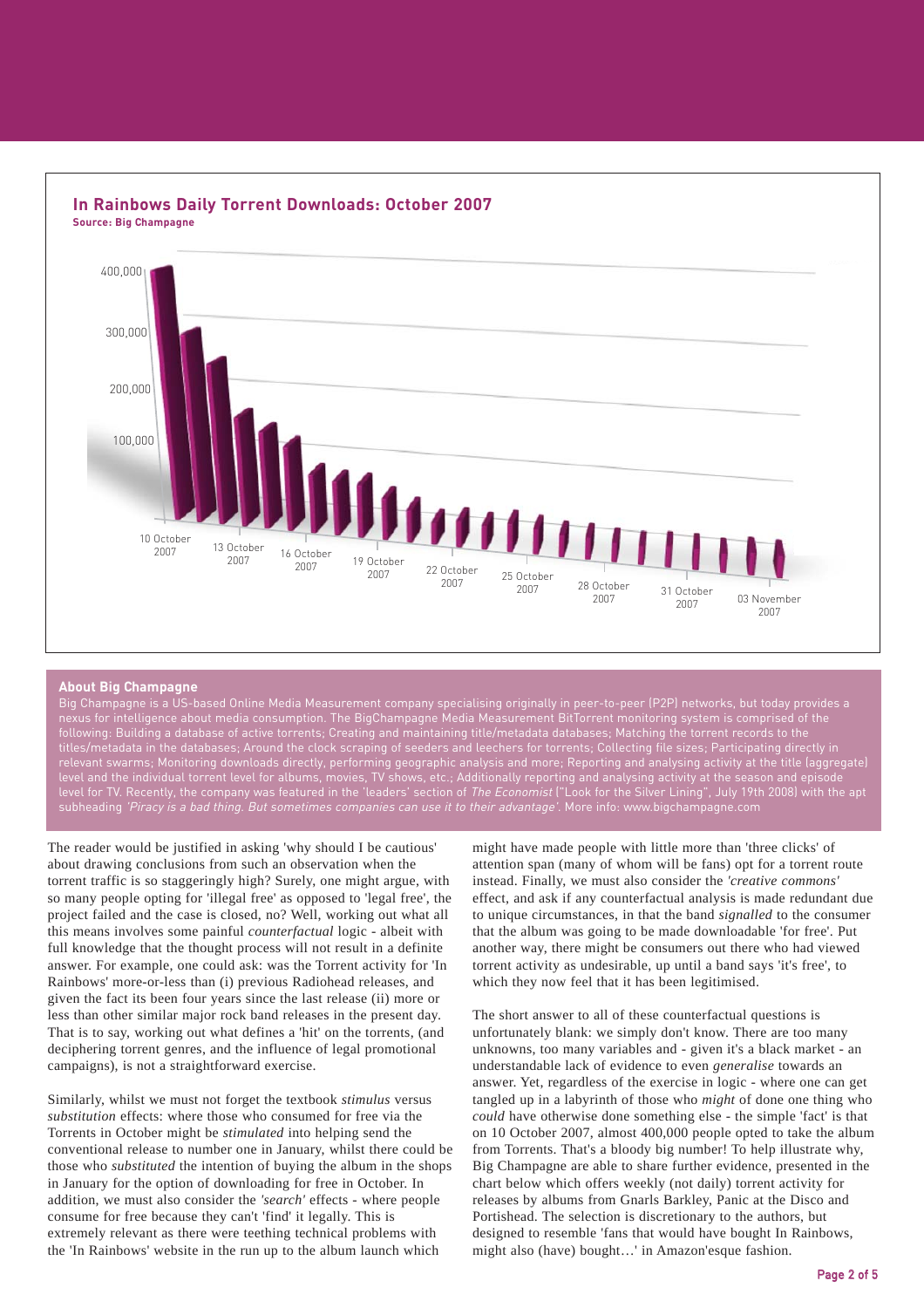## In Rainbows Daily Torrent Downloads: October 2007

**Source: Big Champagne**

400,000
300,000
200,000
100,000

10 October 2007 · 13 October 2007 · 16 October 2007 · 19 October 2007 · 22 October 2007 · 25 October 2007 · 28 October 2007 · 31 October 2007 · 03 November 2007

### About Big Champagne

Big Champagne is a US-based Online Media Measurement company specialising originally in peer-to-peer (P2P) networks, but today provides a nexus for intelligence about media consumption. The BigChampagne Media Measurement BitTorrent monitoring system is comprised of the following: Building a database of active torrents; Creating and maintaining title/metadata databases; Matching the torrent records to the titles/metadata in the databases; Around the clock scraping of seeders and leechers for torrents; Collecting file sizes; Participating directly in relevant swarms; Monitoring downloads directly, performing geographic analysis and more; Reporting and analysing activity at the title (aggregate) level and the individual torrent level for albums, movies, TV shows, etc.; Additionally reporting and analysing activity at the season and episode level for TV. Recently, the company was featured in the 'leaders' section of *The Economist* ("Look for the Silver Lining", July 19th 2008) with the apt subheading *'Piracy is a bad thing. But sometimes companies can use it to their advantage'.* More info: www.bigchampagne.com

The reader would be justified in asking 'why should I be cautious' about drawing conclusions from such an observation when the torrent traffic is so staggeringly high? Surely, one might argue, with so many people opting for 'illegal free' as opposed to 'legal free', the project failed and the case is closed, no? Well, working out what all this means involves some painful *counterfactual* logic - albeit with full knowledge that the thought process will not result in a definite answer. For example, one could ask: was the Torrent activity for 'In Rainbows' more-or-less than (i) previous Radiohead releases, and given the fact its been four years since the last release (ii) more or less than other similar major rock band releases in the present day. That is to say, working out what defines a 'hit' on the torrents, (and deciphering torrent genres, and the influence of legal promotional campaigns), is not a straightforward exercise.

Similarly, whilst we must not forget the textbook *stimulus* versus *substitution* effects: where those who consumed for free via the Torrents in October might be *stimulated* into helping send the conventional release to number one in January, whilst there could be those who *substituted* the intention of buying the album in the shops in January for the option of downloading for free in October. In addition, we must also consider the *'search'* effects - where people consume for free because they can't 'find' it legally. This is extremely relevant as there were teething technical problems with the 'In Rainbows' website in the run up to the album launch which might have made people with little more than 'three clicks' of attention span (many of whom will be fans) opt for a torrent route instead. Finally, we must also consider the *'creative commons'* effect, and ask if any counterfactual analysis is made redundant due to unique circumstances, in that the band *signalled* to the consumer that the album was going to be made downloadable 'for free'. Put another way, there might be consumers out there who had viewed torrent activity as undesirable, up until a band says 'it's free', to which they now feel that it has been legitimised.

The short answer to all of these counterfactual questions is unfortunately blank: we simply don't know. There are too many unknowns, too many variables and - given it's a black market - an understandable lack of evidence to even *generalise* towards an answer. Yet, regardless of the exercise in logic - where one can get tangled up in a labyrinth of those who *might* of done one thing who *could* have otherwise done something else - the simple 'fact' is that on 10 October 2007, almost 400,000 people opted to take the album from Torrents. That's a bloody big number! To help illustrate why, Big Champagne are able to share further evidence, presented in the chart below which offers weekly (not daily) torrent activity for releases by albums from Gnarls Barkley, Panic at the Disco and Portishead. The selection is discretionary to the authors, but designed to resemble 'fans that would have bought In Rainbows, might also (have) bought…' in Amazon'esque fashion.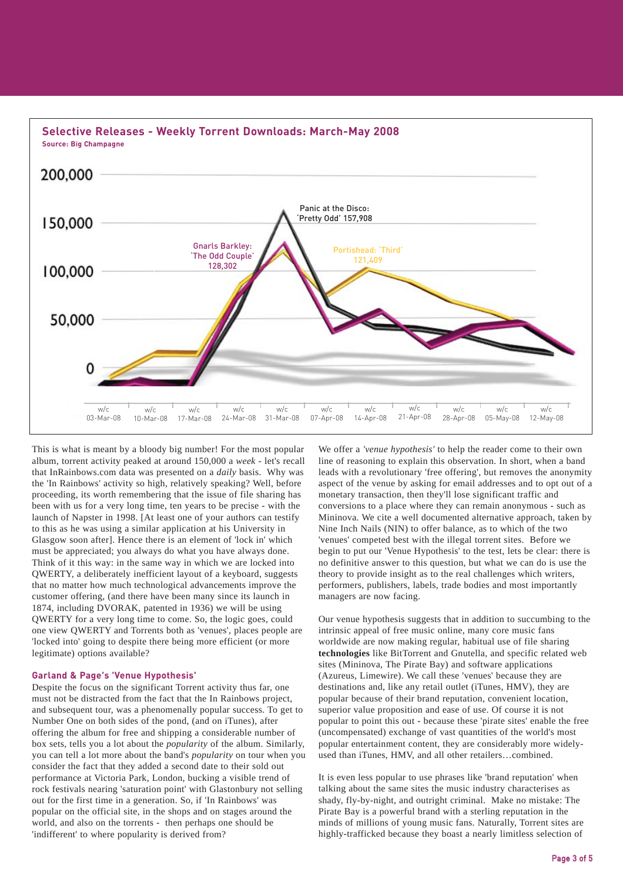**Selective Releases - Weekly Torrent Downloads: March-May 2008**
**Source: Big Champagne**

This is what is meant by a bloody big number! For the most popular album, torrent activity peaked at around 150,000 a *week* - let's recall that InRainbows.com data was presented on a *daily* basis. Why was the 'In Rainbows' activity so high, relatively speaking? Well, before proceeding, its worth remembering that the issue of file sharing has been with us for a very long time, ten years to be precise - with the launch of Napster in 1998. [At least one of your authors can testify to this as he was using a similar application at his University in Glasgow soon after]. Hence there is an element of 'lock in' which must be appreciated; you always do what you have always done. Think of it this way: in the same way in which we are locked into QWERTY, a deliberately inefficient layout of a keyboard, suggests that no matter how much technological advancements improve the customer offering, (and there have been many since its launch in 1874, including DVORAK, patented in 1936) we will be using QWERTY for a very long time to come. So, the logic goes, could one view QWERTY and Torrents both as 'venues', places people are 'locked into' going to despite there being more efficient (or more legitimate) options available?

### Garland & Page's 'Venue Hypothesis'

Despite the focus on the significant Torrent activity thus far, one must not be distracted from the fact that the In Rainbows project, and subsequent tour, was a phenomenally popular success. To get to Number One on both sides of the pond, (and on iTunes), after offering the album for free and shipping a considerable number of box sets, tells you a lot about the *popularity* of the album. Similarly, you can tell a lot more about the band's *popularity* on tour when you consider the fact that they added a second date to their sold out performance at Victoria Park, London, bucking a visible trend of rock festivals nearing 'saturation point' with Glastonbury not selling out for the first time in a generation. So, if 'In Rainbows' was popular on the official site, in the shops and on stages around the world, and also on the torrents - then perhaps one should be 'indifferent' to where popularity is derived from?

We offer a *'venue hypothesis'* to help the reader come to their own line of reasoning to explain this observation. In short, when a band leads with a revolutionary 'free offering', but removes the anonymity aspect of the venue by asking for email addresses and to opt out of a monetary transaction, then they'll lose significant traffic and conversions to a place where they can remain anonymous - such as Mininova. We cite a well documented alternative approach, taken by Nine Inch Nails (NIN) to offer balance, as to which of the two 'venues' competed best with the illegal torrent sites. Before we begin to put our 'Venue Hypothesis' to the test, lets be clear: there is no definitive answer to this question, but what we can do is use the theory to provide insight as to the real challenges which writers, performers, publishers, labels, trade bodies and most importantly managers are now facing.

Our venue hypothesis suggests that in addition to succumbing to the intrinsic appeal of free music online, many core music fans worldwide are now making regular, habitual use of file sharing **technologies** like BitTorrent and Gnutella, and specific related web sites (Mininova, The Pirate Bay) and software applications (Azureus, Limewire). We call these 'venues' because they are destinations and, like any retail outlet (iTunes, HMV), they are popular because of their brand reputation, convenient location, superior value proposition and ease of use. Of course it is not popular to point this out - because these 'pirate sites' enable the free (uncompensated) exchange of vast quantities of the world's most popular entertainment content, they are considerably more widely-used than iTunes, HMV, and all other retailers…combined.

It is even less popular to use phrases like 'brand reputation' when talking about the same sites the music industry characterises as shady, fly-by-night, and outright criminal. Make no mistake: The Pirate Bay is a powerful brand with a sterling reputation in the minds of millions of young music fans. Naturally, Torrent sites are highly-trafficked because they boast a nearly limitless selection of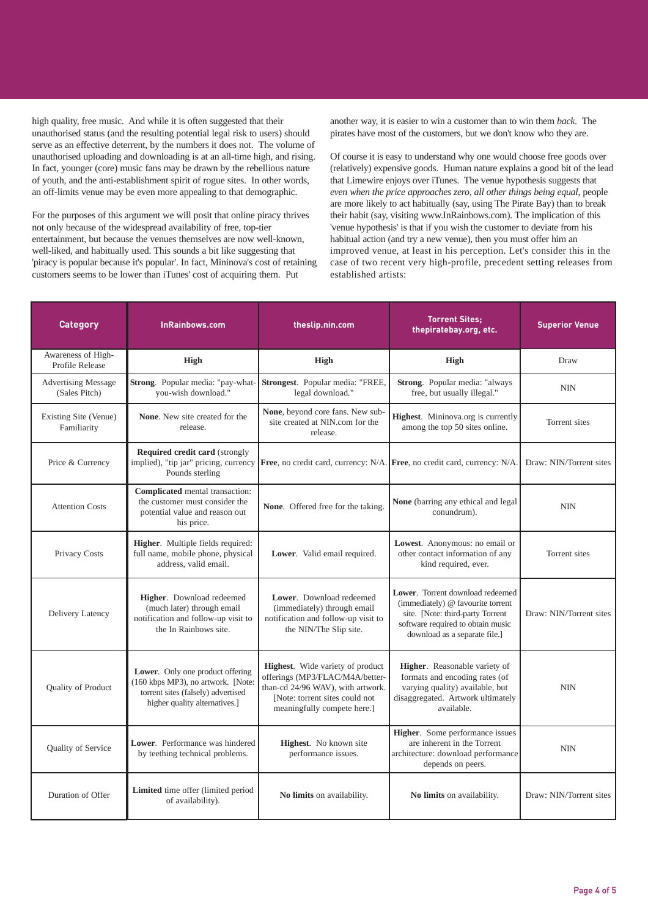high quality, free music. And while it is often suggested that their unauthorised status (and the resulting potential legal risk to users) should serve as an effective deterrent, by the numbers it does not. The volume of unauthorised uploading and downloading is at an all-time high, and rising. In fact, younger (core) music fans may be drawn by the rebellious nature of youth, and the anti-establishment spirit of rogue sites. In other words, an off-limits venue may be even more appealing to that demographic.

For the purposes of this argument we will posit that online piracy thrives not only because of the widespread availability of free, top-tier entertainment, but because the venues themselves are now well-known, well-liked, and habitually used. This sounds a bit like suggesting that 'piracy is popular because it's popular'. In fact, Mininova's cost of retaining customers seems to be lower than iTunes' cost of acquiring them. Put another way, it is easier to win a customer than to win them *back*. The pirates have most of the customers, but we don't know who they are.

Of course it is easy to understand why one would choose free goods over (relatively) expensive goods. Human nature explains a good bit of the lead that Limewire enjoys over iTunes. The venue hypothesis suggests that *even when the price approaches zero, all other things being equal*, people are more likely to act habitually (say, using The Pirate Bay) than to break their habit (say, visiting www.InRainbows.com). The implication of this 'venue hypothesis' is that if you wish the customer to deviate from his habitual action (and try a new venue), then you must offer him an improved venue, at least in his perception. Let's consider this in the case of two recent very high-profile, precedent setting releases from established artists:

| Category | InRainbows.com | theslip.nin.com | Torrent Sites; thepiratebay.org, etc. | Superior Venue |
|---|---|---|---|---|
| Awareness of High-Profile Release | **High** | **High** | **High** | Draw |
| Advertising Message (Sales Pitch) | **Strong**. Popular media: "pay-what-you-wish download." | **Strongest**. Popular media: "FREE, legal download." | **Strong**. Popular media: "always free, but usually illegal." | NIN |
| Existing Site (Venue) Familiarity | **None**. New site created for the release. | **None**, beyond core fans. New sub-site created at NIN.com for the release. | **Highest**. Mininova.org is currently among the top 50 sites online. | Torrent sites |
| Price & Currency | **Required credit card** (strongly implied), "tip jar" pricing, currency Pounds sterling | **Free**, no credit card, currency: N/A. | **Free**, no credit card, currency: N/A. | Draw: NIN/Torrent sites |
| Attention Costs | **Complicated** mental transaction: the customer must consider the potential value and reason out his price. | **None**. Offered free for the taking. | **None** (barring any ethical and legal conundrum). | NIN |
| Privacy Costs | **Higher**. Multiple fields required: full name, mobile phone, physical address, valid email. | **Lower**. Valid email required. | **Lowest**. Anonymous: no email or other contact information of any kind required, ever. | Torrent sites |
| Delivery Latency | **Higher**. Download redeemed (much later) through email notification and follow-up visit to the In Rainbows site. | **Lower**. Download redeemed (immediately) through email notification and follow-up visit to the NIN/The Slip site. | **Lower**. Torrent download redeemed (immediately) @ favourite torrent site. [Note: third-party Torrent software required to obtain music download as a separate file.] | Draw: NIN/Torrent sites |
| Quality of Product | **Lower**. Only one product offering (160 kbps MP3), no artwork. [Note: torrent sites (falsely) advertised higher quality alternatives.] | **Highest**. Wide variety of product offerings (MP3/FLAC/M4A/better-than-cd 24/96 WAV), with artwork. [Note: torrent sites could not meaningfully compete here.] | **Higher**. Reasonable variety of formats and encoding rates (of varying quality) available, but disaggregated. Artwork ultimately available. | NIN |
| Quality of Service | **Lower**. Performance was hindered by teething technical problems. | **Highest**. No known site performance issues. | **Higher**. Some performance issues are inherent in the Torrent architecture: download performance depends on peers. | NIN |
| Duration of Offer | **Limited** time offer (limited period of availability). | **No limits** on availability. | **No limits** on availability. | Draw: NIN/Torrent sites |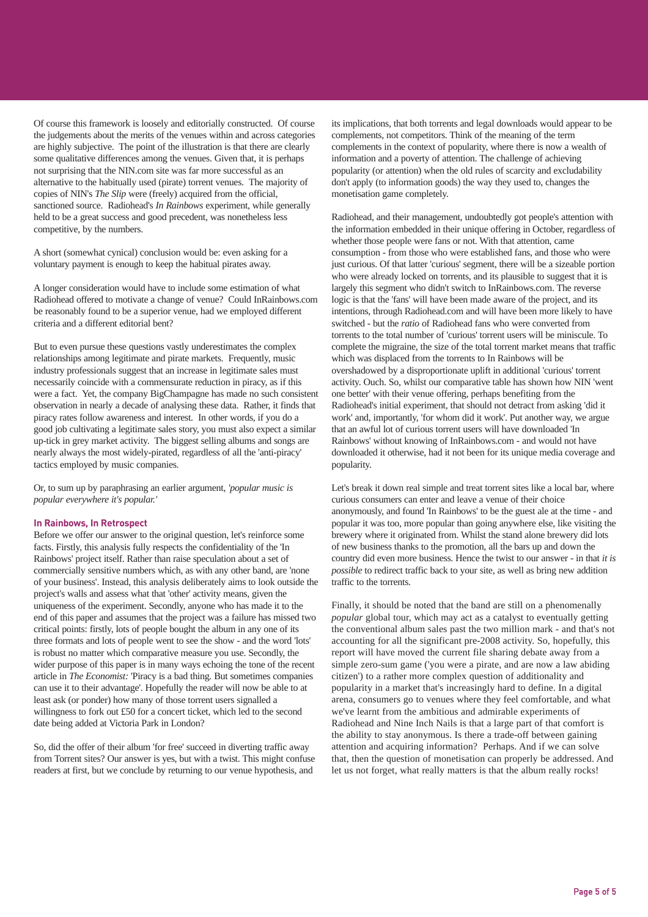Of course this framework is loosely and editorially constructed. Of course the judgements about the merits of the venues within and across categories are highly subjective. The point of the illustration is that there are clearly some qualitative differences among the venues. Given that, it is perhaps not surprising that the NIN.com site was far more successful as an alternative to the habitually used (pirate) torrent venues. The majority of copies of NIN's *The Slip* were (freely) acquired from the official, sanctioned source. Radiohead's *In Rainbows* experiment, while generally held to be a great success and good precedent, was nonetheless less competitive, by the numbers.

A short (somewhat cynical) conclusion would be: even asking for a voluntary payment is enough to keep the habitual pirates away.

A longer consideration would have to include some estimation of what Radiohead offered to motivate a change of venue? Could InRainbows.com be reasonably found to be a superior venue, had we employed different criteria and a different editorial bent?

But to even pursue these questions vastly underestimates the complex relationships among legitimate and pirate markets. Frequently, music industry professionals suggest that an increase in legitimate sales must necessarily coincide with a commensurate reduction in piracy, as if this were a fact. Yet, the company BigChampagne has made no such consistent observation in nearly a decade of analysing these data. Rather, it finds that piracy rates follow awareness and interest. In other words, if you do a good job cultivating a legitimate sales story, you must also expect a similar up-tick in grey market activity. The biggest selling albums and songs are nearly always the most widely-pirated, regardless of all the 'anti-piracy' tactics employed by music companies.

Or, to sum up by paraphrasing an earlier argument, *'popular music is popular everywhere it's popular.'*

## In Rainbows, In Retrospect

Before we offer our answer to the original question, let's reinforce some facts. Firstly, this analysis fully respects the confidentiality of the 'In Rainbows' project itself. Rather than raise speculation about a set of commercially sensitive numbers which, as with any other band, are 'none of your business'. Instead, this analysis deliberately aims to look outside the project's walls and assess what that 'other' activity means, given the uniqueness of the experiment. Secondly, anyone who has made it to the end of this paper and assumes that the project was a failure has missed two critical points: firstly, lots of people bought the album in any one of its three formats and lots of people went to see the show - and the word 'lots' is robust no matter which comparative measure you use. Secondly, the wider purpose of this paper is in many ways echoing the tone of the recent article in *The Economist:* 'Piracy is a bad thing. But sometimes companies can use it to their advantage'. Hopefully the reader will now be able to at least ask (or ponder) how many of those torrent users signalled a willingness to fork out £50 for a concert ticket, which led to the second date being added at Victoria Park in London?

So, did the offer of their album 'for free' succeed in diverting traffic away from Torrent sites? Our answer is yes, but with a twist. This might confuse readers at first, but we conclude by returning to our venue hypothesis, and its implications, that both torrents and legal downloads would appear to be complements, not competitors. Think of the meaning of the term complements in the context of popularity, where there is now a wealth of information and a poverty of attention. The challenge of achieving popularity (or attention) when the old rules of scarcity and excludability don't apply (to information goods) the way they used to, changes the monetisation game completely.

Radiohead, and their management, undoubtedly got people's attention with the information embedded in their unique offering in October, regardless of whether those people were fans or not. With that attention, came consumption - from those who were established fans, and those who were just curious. Of that latter 'curious' segment, there will be a sizeable portion who were already locked on torrents, and its plausible to suggest that it is largely this segment who didn't switch to InRainbows.com. The reverse logic is that the 'fans' will have been made aware of the project, and its intentions, through Radiohead.com and will have been more likely to have switched - but the *ratio* of Radiohead fans who were converted from torrents to the total number of 'curious' torrent users will be miniscule. To complete the migraine, the size of the total torrent market means that traffic which was displaced from the torrents to In Rainbows will be overshadowed by a disproportionate uplift in additional 'curious' torrent activity. Ouch. So, whilst our comparative table has shown how NIN 'went one better' with their venue offering, perhaps benefiting from the Radiohead's initial experiment, that should not detract from asking 'did it work' and, importantly, 'for whom did it work'. Put another way, we argue that an awful lot of curious torrent users will have downloaded 'In Rainbows' without knowing of InRainbows.com - and would not have downloaded it otherwise, had it not been for its unique media coverage and popularity.

Let's break it down real simple and treat torrent sites like a local bar, where curious consumers can enter and leave a venue of their choice anonymously, and found 'In Rainbows' to be the guest ale at the time - and popular it was too, more popular than going anywhere else, like visiting the brewery where it originated from. Whilst the stand alone brewery did lots of new business thanks to the promotion, all the bars up and down the country did even more business. Hence the twist to our answer - in that *it is possible* to redirect traffic back to your site, as well as bring new addition traffic to the torrents.

Finally, it should be noted that the band are still on a phenomenally *popular* global tour, which may act as a catalyst to eventually getting the conventional album sales past the two million mark - and that's not accounting for all the significant pre-2008 activity. So, hopefully, this report will have moved the current file sharing debate away from a simple zero-sum game ('you were a pirate, and are now a law abiding citizen') to a rather more complex question of additionality and popularity in a market that's increasingly hard to define. In a digital arena, consumers go to venues where they feel comfortable, and what we've learnt from the ambitious and admirable experiments of Radiohead and Nine Inch Nails is that a large part of that comfort is the ability to stay anonymous. Is there a trade-off between gaining attention and acquiring information? Perhaps. And if we can solve that, then the question of monetisation can properly be addressed. And let us not forget, what really matters is that the album really rocks!